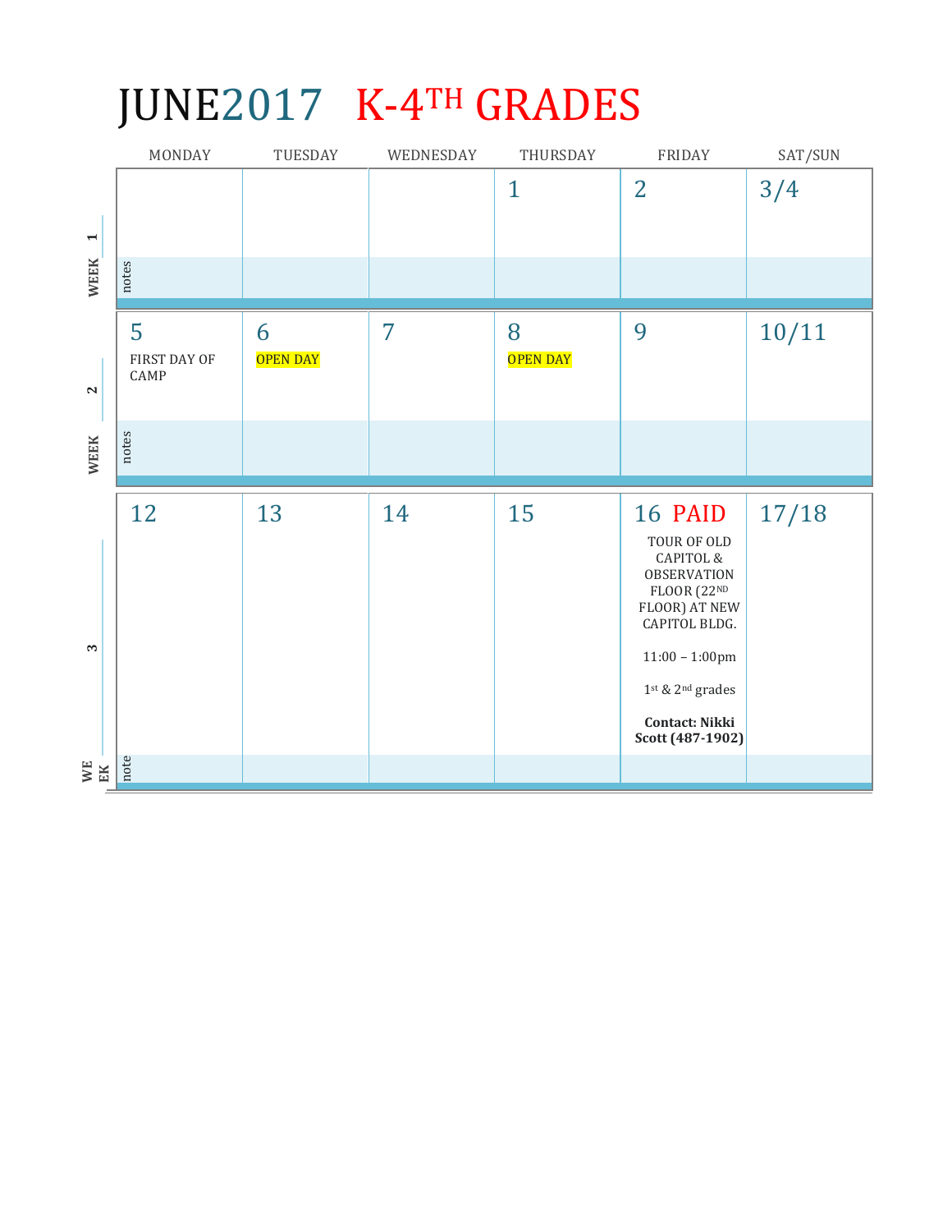# JUNE2017 K-4TH GRADES

| | MONDAY | TUESDAY | WEDNESDAY | THURSDAY | FRIDAY | SAT/SUN |
|---|---|---|---|---|---|---|
| WEEK 1 | | | | 1 | 2 | 3/4 |
| notes | | | | | | |
| WEEK 2 | 5<br>FIRST DAY OF CAMP | 6<br>OPEN DAY | 7 | 8<br>OPEN DAY | 9 | 10/11 |
| notes | | | | | | |
| WEEK 3 | 12 | 13 | 14 | 15 | 16 PAID<br>TOUR OF OLD CAPITOL & OBSERVATION FLOOR (22ND FLOOR) AT NEW CAPITOL BLDG.<br>11:00 – 1:00pm<br>1st & 2nd grades<br>**Contact: Nikki Scott (487-1902)** | 17/18 |
| note | | | | | | |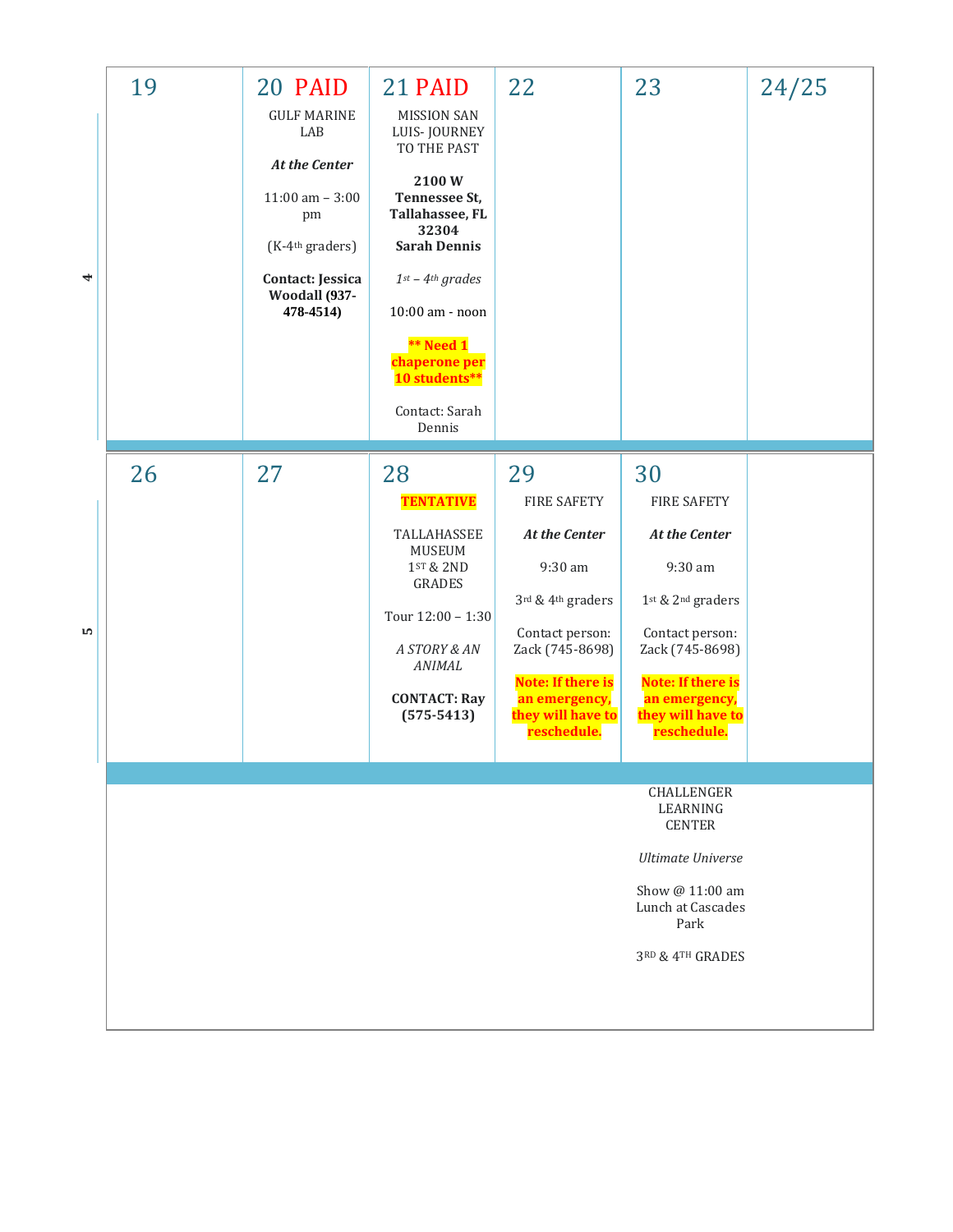| | 19 | 20 PAID | 21 PAID | 22 | 23 | 24/25 |
|---|---|---|---|---|---|---|
| 4 | | GULF MARINE LAB<br><br>***At the Center***<br><br>11:00 am – 3:00 pm<br><br>(K-4th graders)<br><br>**Contact: Jessica Woodall (937-478-4514)** | MISSION SAN LUIS- JOURNEY TO THE PAST<br><br>**2100 W Tennessee St, Tallahassee, FL 32304 Sarah Dennis**<br><br>*1st – 4th grades*<br><br>10:00 am - noon<br><br>**\*\* Need 1 chaperone per 10 students\*\***<br><br>Contact: Sarah Dennis | | | |
| | **26** | **27** | **28** | **29** | **30** | |
| 5 | | | **TENTATIVE**<br><br>TALLAHASSEE MUSEUM 1ST & 2ND GRADES<br><br>Tour 12:00 – 1:30<br><br>*A STORY & AN ANIMAL*<br><br>**CONTACT: Ray (575-5413)** | FIRE SAFETY<br><br>***At the Center***<br><br>9:30 am<br><br>3rd & 4th graders<br><br>Contact person: Zack (745-8698)<br><br>**Note: If there is an emergency, they will have to reschedule.** | FIRE SAFETY<br><br>***At the Center***<br><br>9:30 am<br><br>1st & 2nd graders<br><br>Contact person: Zack (745-8698)<br><br>**Note: If there is an emergency, they will have to reschedule.** | |
| | | | | | CHALLENGER LEARNING CENTER<br><br>*Ultimate Universe*<br><br>Show @ 11:00 am Lunch at Cascades Park<br><br>3RD & 4TH GRADES | |